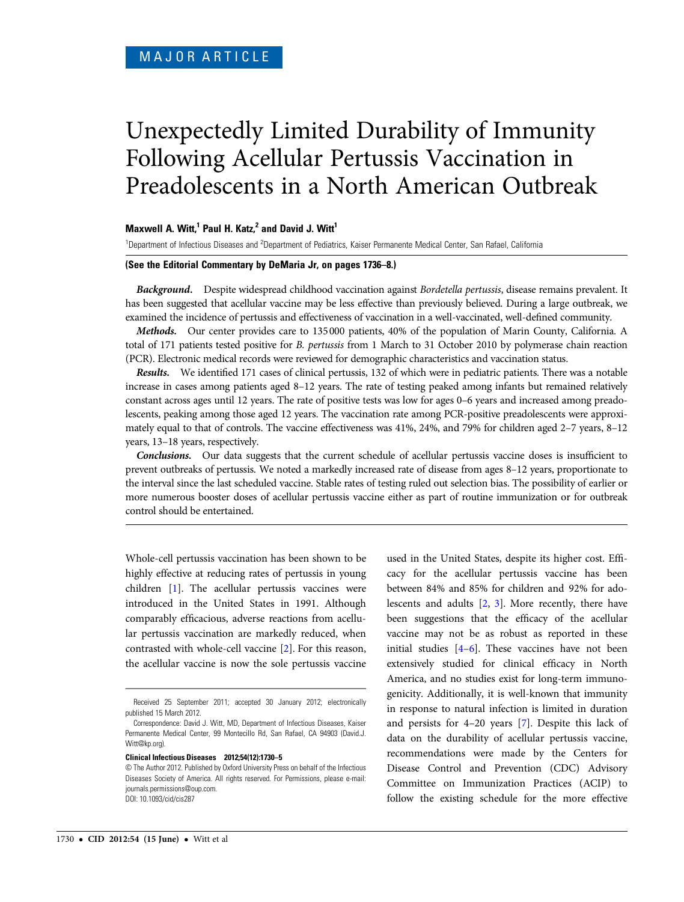MAJOR ARTICLE

# Unexpectedly Limited Durability of Immunity Following Acellular Pertussis Vaccination in Preadolescents in a North American Outbreak

**Maxwell A. Witt,[1] Paul H. Katz,[2] and David J. Witt[1]**

[1]Department of Infectious Diseases and [2]Department of Pediatrics, Kaiser Permanente Medical Center, San Rafael, California

**(See the Editorial Commentary by DeMaria Jr, on pages 1736–8.)**

***Background.*** Despite widespread childhood vaccination against *Bordetella pertussis*, disease remains prevalent. It has been suggested that acellular vaccine may be less effective than previously believed. During a large outbreak, we examined the incidence of pertussis and effectiveness of vaccination in a well-vaccinated, well-defined community.

***Methods.*** Our center provides care to 135 000 patients, 40% of the population of Marin County, California. A total of 171 patients tested positive for *B. pertussis* from 1 March to 31 October 2010 by polymerase chain reaction (PCR). Electronic medical records were reviewed for demographic characteristics and vaccination status.

***Results.*** We identified 171 cases of clinical pertussis, 132 of which were in pediatric patients. There was a notable increase in cases among patients aged 8–12 years. The rate of testing peaked among infants but remained relatively constant across ages until 12 years. The rate of positive tests was low for ages 0–6 years and increased among preadolescents, peaking among those aged 12 years. The vaccination rate among PCR-positive preadolescents were approximately equal to that of controls. The vaccine effectiveness was 41%, 24%, and 79% for children aged 2–7 years, 8–12 years, 13–18 years, respectively.

***Conclusions.*** Our data suggests that the current schedule of acellular pertussis vaccine doses is insufficient to prevent outbreaks of pertussis. We noted a markedly increased rate of disease from ages 8–12 years, proportionate to the interval since the last scheduled vaccine. Stable rates of testing ruled out selection bias. The possibility of earlier or more numerous booster doses of acellular pertussis vaccine either as part of routine immunization or for outbreak control should be entertained.

Whole-cell pertussis vaccination has been shown to be highly effective at reducing rates of pertussis in young children [1]. The acellular pertussis vaccines were introduced in the United States in 1991. Although comparably efficacious, adverse reactions from acellular pertussis vaccination are markedly reduced, when contrasted with whole-cell vaccine [2]. For this reason, the acellular vaccine is now the sole pertussis vaccine used in the United States, despite its higher cost. Efficacy for the acellular pertussis vaccine has been between 84% and 85% for children and 92% for adolescents and adults [2, 3]. More recently, there have been suggestions that the efficacy of the acellular vaccine may not be as robust as reported in these initial studies [4–6]. These vaccines have not been extensively studied for clinical efficacy in North America, and no studies exist for long-term immunogenicity. Additionally, it is well-known that immunity in response to natural infection is limited in duration and persists for 4–20 years [7]. Despite this lack of data on the durability of acellular pertussis vaccine, recommendations were made by the Centers for Disease Control and Prevention (CDC) Advisory Committee on Immunization Practices (ACIP) to follow the existing schedule for the more effective

Received 25 September 2011; accepted 30 January 2012; electronically published 15 March 2012.

Correspondence: David J. Witt, MD, Department of Infectious Diseases, Kaiser Permanente Medical Center, 99 Montecillo Rd, San Rafael, CA 94903 (David.J.Witt@kp.org).

**Clinical Infectious Diseases 2012;54(12):1730–5**

© The Author 2012. Published by Oxford University Press on behalf of the Infectious Diseases Society of America. All rights reserved. For Permissions, please e-mail: journals.permissions@oup.com.
DOI: 10.1093/cid/cis287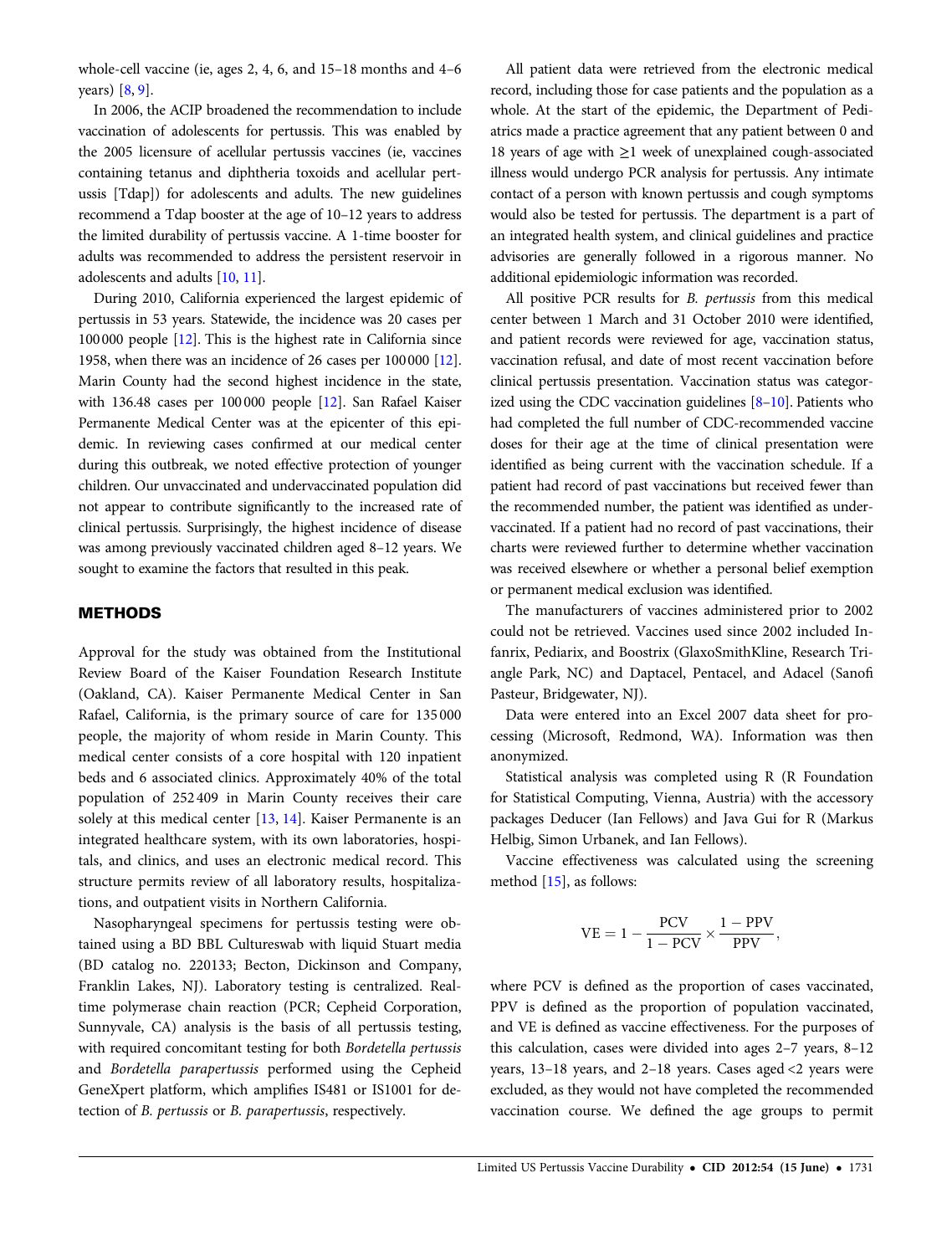whole-cell vaccine (ie, ages 2, 4, 6, and 15–18 months and 4–6 years) [8, 9].

In 2006, the ACIP broadened the recommendation to include vaccination of adolescents for pertussis. This was enabled by the 2005 licensure of acellular pertussis vaccines (ie, vaccines containing tetanus and diphtheria toxoids and acellular pertussis [Tdap]) for adolescents and adults. The new guidelines recommend a Tdap booster at the age of 10–12 years to address the limited durability of pertussis vaccine. A 1-time booster for adults was recommended to address the persistent reservoir in adolescents and adults [10, 11].

During 2010, California experienced the largest epidemic of pertussis in 53 years. Statewide, the incidence was 20 cases per 100 000 people [12]. This is the highest rate in California since 1958, when there was an incidence of 26 cases per 100 000 [12]. Marin County had the second highest incidence in the state, with 136.48 cases per 100 000 people [12]. San Rafael Kaiser Permanente Medical Center was at the epicenter of this epidemic. In reviewing cases confirmed at our medical center during this outbreak, we noted effective protection of younger children. Our unvaccinated and undervaccinated population did not appear to contribute significantly to the increased rate of clinical pertussis. Surprisingly, the highest incidence of disease was among previously vaccinated children aged 8–12 years. We sought to examine the factors that resulted in this peak.

## METHODS

Approval for the study was obtained from the Institutional Review Board of the Kaiser Foundation Research Institute (Oakland, CA). Kaiser Permanente Medical Center in San Rafael, California, is the primary source of care for 135 000 people, the majority of whom reside in Marin County. This medical center consists of a core hospital with 120 inpatient beds and 6 associated clinics. Approximately 40% of the total population of 252 409 in Marin County receives their care solely at this medical center [13, 14]. Kaiser Permanente is an integrated healthcare system, with its own laboratories, hospitals, and clinics, and uses an electronic medical record. This structure permits review of all laboratory results, hospitalizations, and outpatient visits in Northern California.

Nasopharyngeal specimens for pertussis testing were obtained using a BD BBL Cultureswab with liquid Stuart media (BD catalog no. 220133; Becton, Dickinson and Company, Franklin Lakes, NJ). Laboratory testing is centralized. Real-time polymerase chain reaction (PCR; Cepheid Corporation, Sunnyvale, CA) analysis is the basis of all pertussis testing, with required concomitant testing for both *Bordetella pertussis* and *Bordetella parapertussis* performed using the Cepheid GeneXpert platform, which amplifies IS481 or IS1001 for detection of *B. pertussis* or *B. parapertussis*, respectively.

All patient data were retrieved from the electronic medical record, including those for case patients and the population as a whole. At the start of the epidemic, the Department of Pediatrics made a practice agreement that any patient between 0 and 18 years of age with ≥1 week of unexplained cough-associated illness would undergo PCR analysis for pertussis. Any intimate contact of a person with known pertussis and cough symptoms would also be tested for pertussis. The department is a part of an integrated health system, and clinical guidelines and practice advisories are generally followed in a rigorous manner. No additional epidemiologic information was recorded.

All positive PCR results for *B. pertussis* from this medical center between 1 March and 31 October 2010 were identified, and patient records were reviewed for age, vaccination status, vaccination refusal, and date of most recent vaccination before clinical pertussis presentation. Vaccination status was categorized using the CDC vaccination guidelines [8–10]. Patients who had completed the full number of CDC-recommended vaccine doses for their age at the time of clinical presentation were identified as being current with the vaccination schedule. If a patient had record of past vaccinations but received fewer than the recommended number, the patient was identified as undervaccinated. If a patient had no record of past vaccinations, their charts were reviewed further to determine whether vaccination was received elsewhere or whether a personal belief exemption or permanent medical exclusion was identified.

The manufacturers of vaccines administered prior to 2002 could not be retrieved. Vaccines used since 2002 included Infanrix, Pediarix, and Boostrix (GlaxoSmithKline, Research Triangle Park, NC) and Daptacel, Pentacel, and Adacel (Sanofi Pasteur, Bridgewater, NJ).

Data were entered into an Excel 2007 data sheet for processing (Microsoft, Redmond, WA). Information was then anonymized.

Statistical analysis was completed using R (R Foundation for Statistical Computing, Vienna, Austria) with the accessory packages Deducer (Ian Fellows) and Java Gui for R (Markus Helbig, Simon Urbanek, and Ian Fellows).

Vaccine effectiveness was calculated using the screening method [15], as follows:

$$\mathrm{VE} = 1 - \frac{\mathrm{PCV}}{1 - \mathrm{PCV}} \times \frac{1 - \mathrm{PPV}}{\mathrm{PPV}},$$

where PCV is defined as the proportion of cases vaccinated, PPV is defined as the proportion of population vaccinated, and VE is defined as vaccine effectiveness. For the purposes of this calculation, cases were divided into ages 2–7 years, 8–12 years, 13–18 years, and 2–18 years. Cases aged <2 years were excluded, as they would not have completed the recommended vaccination course. We defined the age groups to permit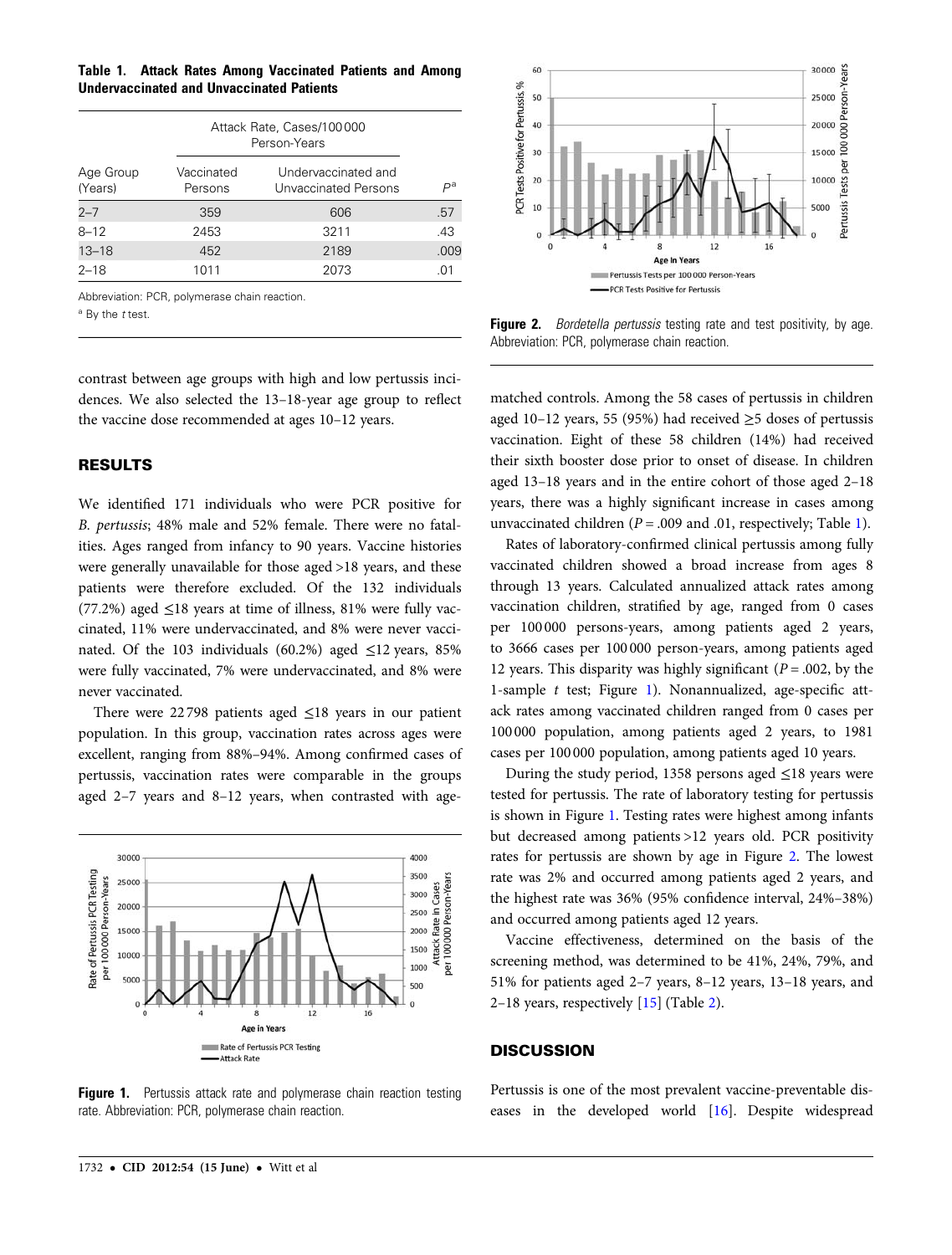**Table 1. Attack Rates Among Vaccinated Patients and Among Undervaccinated and Unvaccinated Patients**

| | Attack Rate, Cases/100 000 Person-Years | | |
|---|---|---|---|
| Age Group (Years) | Vaccinated Persons | Undervaccinated and Unvaccinated Persons | P[a] |
| 2–7 | 359 | 606 | .57 |
| 8–12 | 2453 | 3211 | .43 |
| 13–18 | 452 | 2189 | .009 |
| 2–18 | 1011 | 2073 | .01 |

Abbreviation: PCR, polymerase chain reaction.

[a] By the t test.

contrast between age groups with high and low pertussis incidences. We also selected the 13–18-year age group to reflect the vaccine dose recommended at ages 10–12 years.

## RESULTS

We identified 171 individuals who were PCR positive for *B. pertussis*; 48% male and 52% female. There were no fatalities. Ages ranged from infancy to 90 years. Vaccine histories were generally unavailable for those aged >18 years, and these patients were therefore excluded. Of the 132 individuals (77.2%) aged ≤18 years at time of illness, 81% were fully vaccinated, 11% were undervaccinated, and 8% were never vaccinated. Of the 103 individuals (60.2%) aged ≤12 years, 85% were fully vaccinated, 7% were undervaccinated, and 8% were never vaccinated.

There were 22 798 patients aged ≤18 years in our patient population. In this group, vaccination rates across ages were excellent, ranging from 88%–94%. Among confirmed cases of pertussis, vaccination rates were comparable in the groups aged 2–7 years and 8–12 years, when contrasted with age-

30000
25000
20000
15000
10000
5000
0
Rate of Pertussis PCR Testing per 100 000 Person-Years
4000
3500
3000
2500
2000
1500
1000
500
0
Attack Rate in Cases per 100000 Person-Years
0 4 8 12 16
Age in Years
Rate of Pertussis PCR Testing
Attack Rate

**Figure 1.** Pertussis attack rate and polymerase chain reaction testing rate. Abbreviation: PCR, polymerase chain reaction.

60
50
40
30
20
10
0
PCR Tests Positive for Pertussis, %
30000
25000
20000
15000
10000
5000
0
Pertussis Tests per 100 000 Person-Years
0 4 8 12 16
Age in Years
Pertussis Tests per 100000 Person-Years
PCR Tests Positive for Pertussis

**Figure 2.** *Bordetella pertussis* testing rate and test positivity, by age. Abbreviation: PCR, polymerase chain reaction.

matched controls. Among the 58 cases of pertussis in children aged 10–12 years, 55 (95%) had received ≥5 doses of pertussis vaccination. Eight of these 58 children (14%) had received their sixth booster dose prior to onset of disease. In children aged 13–18 years and in the entire cohort of those aged 2–18 years, there was a highly significant increase in cases among unvaccinated children ($P = .009$ and .01, respectively; Table 1).

Rates of laboratory-confirmed clinical pertussis among fully vaccinated children showed a broad increase from ages 8 through 13 years. Calculated annualized attack rates among vaccination children, stratified by age, ranged from 0 cases per 100 000 persons-years, among patients aged 2 years, to 3666 cases per 100 000 person-years, among patients aged 12 years. This disparity was highly significant ($P = .002$, by the 1-sample t test; Figure 1). Nonannualized, age-specific attack rates among vaccinated children ranged from 0 cases per 100 000 population, among patients aged 2 years, to 1981 cases per 100 000 population, among patients aged 10 years.

During the study period, 1358 persons aged ≤18 years were tested for pertussis. The rate of laboratory testing for pertussis is shown in Figure 1. Testing rates were highest among infants but decreased among patients >12 years old. PCR positivity rates for pertussis are shown by age in Figure 2. The lowest rate was 2% and occurred among patients aged 2 years, and the highest rate was 36% (95% confidence interval, 24%–38%) and occurred among patients aged 12 years.

Vaccine effectiveness, determined on the basis of the screening method, was determined to be 41%, 24%, 79%, and 51% for patients aged 2–7 years, 8–12 years, 13–18 years, and 2–18 years, respectively [15] (Table 2).

## DISCUSSION

Pertussis is one of the most prevalent vaccine-preventable diseases in the developed world [16]. Despite widespread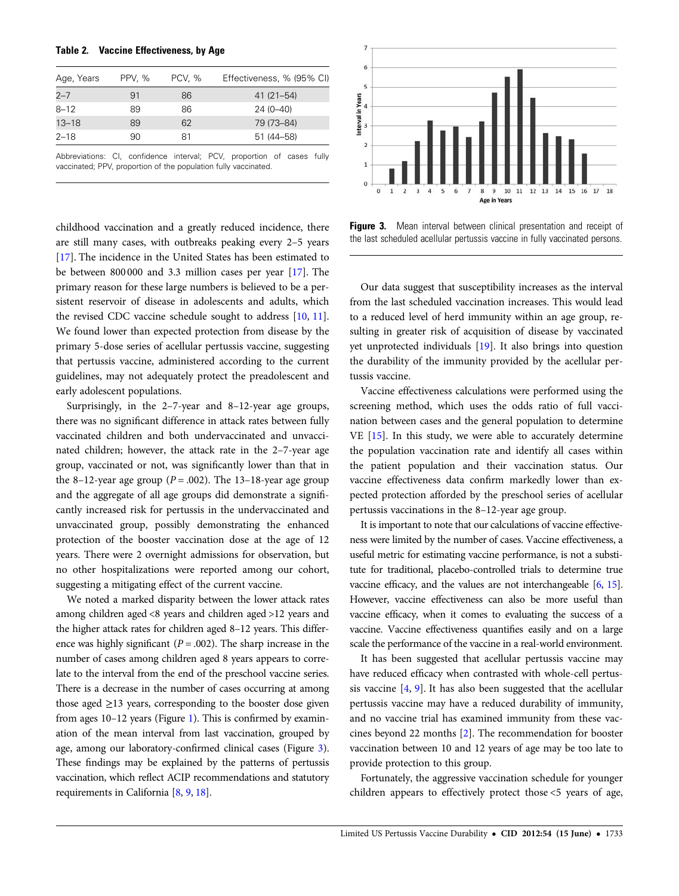**Table 2. Vaccine Effectiveness, by Age**

| Age, Years | PPV, % | PCV, % | Effectiveness, % (95% CI) |
|---|---|---|---|
| 2–7 | 91 | 86 | 41 (21–54) |
| 8–12 | 89 | 86 | 24 (0–40) |
| 13–18 | 89 | 62 | 79 (73–84) |
| 2–18 | 90 | 81 | 51 (44–58) |

Abbreviations: CI, confidence interval; PCV, proportion of cases fully vaccinated; PPV, proportion of the population fully vaccinated.

Interval in Years
0 1 2 3 4 5 6 7
0 1 2 3 4 5 6 7 8 9 10 11 12 13 14 15 16 17 18
Age in Years

**Figure 3.** Mean interval between clinical presentation and receipt of the last scheduled acellular pertussis vaccine in fully vaccinated persons.

childhood vaccination and a greatly reduced incidence, there are still many cases, with outbreaks peaking every 2–5 years [17]. The incidence in the United States has been estimated to be between 800 000 and 3.3 million cases per year [17]. The primary reason for these large numbers is believed to be a persistent reservoir of disease in adolescents and adults, which the revised CDC vaccine schedule sought to address [10, 11]. We found lower than expected protection from disease by the primary 5-dose series of acellular pertussis vaccine, suggesting that pertussis vaccine, administered according to the current guidelines, may not adequately protect the preadolescent and early adolescent populations.

Surprisingly, in the 2–7-year and 8–12-year age groups, there was no significant difference in attack rates between fully vaccinated children and both undervaccinated and unvaccinated children; however, the attack rate in the 2–7-year age group, vaccinated or not, was significantly lower than that in the 8–12-year age group ($P = .002$). The 13–18-year age group and the aggregate of all age groups did demonstrate a significantly increased risk for pertussis in the undervaccinated and unvaccinated group, possibly demonstrating the enhanced protection of the booster vaccination dose at the age of 12 years. There were 2 overnight admissions for observation, but no other hospitalizations were reported among our cohort, suggesting a mitigating effect of the current vaccine.

We noted a marked disparity between the lower attack rates among children aged <8 years and children aged >12 years and the higher attack rates for children aged 8–12 years. This difference was highly significant ($P = .002$). The sharp increase in the number of cases among children aged 8 years appears to correlate to the interval from the end of the preschool vaccine series. There is a decrease in the number of cases occurring at among those aged ≥13 years, corresponding to the booster dose given from ages 10–12 years (Figure 1). This is confirmed by examination of the mean interval from last vaccination, grouped by age, among our laboratory-confirmed clinical cases (Figure 3). These findings may be explained by the patterns of pertussis vaccination, which reflect ACIP recommendations and statutory requirements in California [8, 9, 18].

Our data suggest that susceptibility increases as the interval from the last scheduled vaccination increases. This would lead to a reduced level of herd immunity within an age group, resulting in greater risk of acquisition of disease by vaccinated yet unprotected individuals [19]. It also brings into question the durability of the immunity provided by the acellular pertussis vaccine.

Vaccine effectiveness calculations were performed using the screening method, which uses the odds ratio of full vaccination between cases and the general population to determine VE [15]. In this study, we were able to accurately determine the population vaccination rate and identify all cases within the patient population and their vaccination status. Our vaccine effectiveness data confirm markedly lower than expected protection afforded by the preschool series of acellular pertussis vaccinations in the 8–12-year age group.

It is important to note that our calculations of vaccine effectiveness were limited by the number of cases. Vaccine effectiveness, a useful metric for estimating vaccine performance, is not a substitute for traditional, placebo-controlled trials to determine true vaccine efficacy, and the values are not interchangeable [6, 15]. However, vaccine effectiveness can also be more useful than vaccine efficacy, when it comes to evaluating the success of a vaccine. Vaccine effectiveness quantifies easily and on a large scale the performance of the vaccine in a real-world environment.

It has been suggested that acellular pertussis vaccine may have reduced efficacy when contrasted with whole-cell pertussis vaccine [4, 9]. It has also been suggested that the acellular pertussis vaccine may have a reduced durability of immunity, and no vaccine trial has examined immunity from these vaccines beyond 22 months [2]. The recommendation for booster vaccination between 10 and 12 years of age may be too late to provide protection to this group.

Fortunately, the aggressive vaccination schedule for younger children appears to effectively protect those <5 years of age,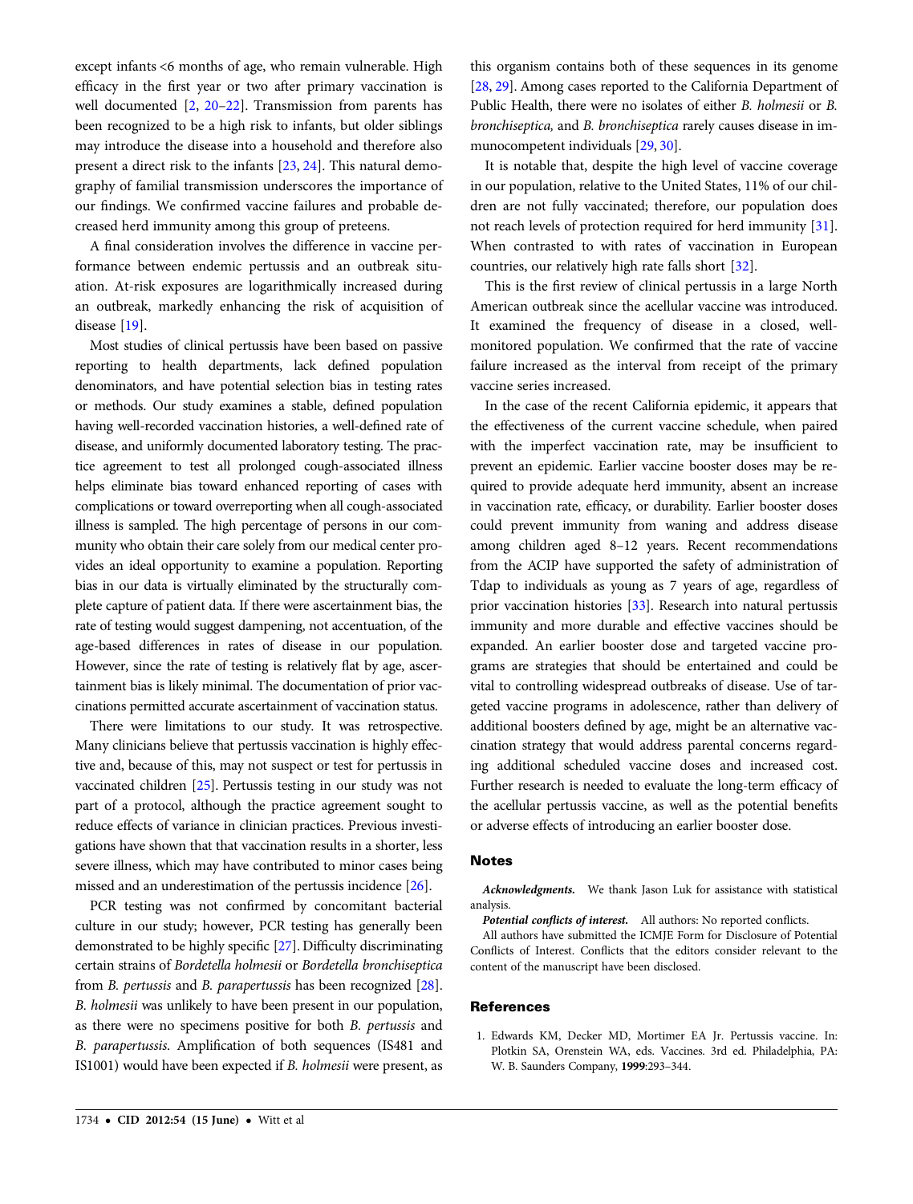except infants <6 months of age, who remain vulnerable. High efficacy in the first year or two after primary vaccination is well documented [2, 20–22]. Transmission from parents has been recognized to be a high risk to infants, but older siblings may introduce the disease into a household and therefore also present a direct risk to the infants [23, 24]. This natural demography of familial transmission underscores the importance of our findings. We confirmed vaccine failures and probable decreased herd immunity among this group of preteens.

A final consideration involves the difference in vaccine performance between endemic pertussis and an outbreak situation. At-risk exposures are logarithmically increased during an outbreak, markedly enhancing the risk of acquisition of disease [19].

Most studies of clinical pertussis have been based on passive reporting to health departments, lack defined population denominators, and have potential selection bias in testing rates or methods. Our study examines a stable, defined population having well-recorded vaccination histories, a well-defined rate of disease, and uniformly documented laboratory testing. The practice agreement to test all prolonged cough-associated illness helps eliminate bias toward enhanced reporting of cases with complications or toward overreporting when all cough-associated illness is sampled. The high percentage of persons in our community who obtain their care solely from our medical center provides an ideal opportunity to examine a population. Reporting bias in our data is virtually eliminated by the structurally complete capture of patient data. If there were ascertainment bias, the rate of testing would suggest dampening, not accentuation, of the age-based differences in rates of disease in our population. However, since the rate of testing is relatively flat by age, ascertainment bias is likely minimal. The documentation of prior vaccinations permitted accurate ascertainment of vaccination status.

There were limitations to our study. It was retrospective. Many clinicians believe that pertussis vaccination is highly effective and, because of this, may not suspect or test for pertussis in vaccinated children [25]. Pertussis testing in our study was not part of a protocol, although the practice agreement sought to reduce effects of variance in clinician practices. Previous investigations have shown that that vaccination results in a shorter, less severe illness, which may have contributed to minor cases being missed and an underestimation of the pertussis incidence [26].

PCR testing was not confirmed by concomitant bacterial culture in our study; however, PCR testing has generally been demonstrated to be highly specific [27]. Difficulty discriminating certain strains of *Bordetella holmesii* or *Bordetella bronchiseptica* from *B. pertussis* and *B. parapertussis* has been recognized [28]. *B. holmesii* was unlikely to have been present in our population, as there were no specimens positive for both *B. pertussis* and *B. parapertussis*. Amplification of both sequences (IS481 and IS1001) would have been expected if *B. holmesii* were present, as this organism contains both of these sequences in its genome [28, 29]. Among cases reported to the California Department of Public Health, there were no isolates of either *B. holmesii* or *B. bronchiseptica,* and *B. bronchiseptica* rarely causes disease in immunocompetent individuals [29, 30].

It is notable that, despite the high level of vaccine coverage in our population, relative to the United States, 11% of our children are not fully vaccinated; therefore, our population does not reach levels of protection required for herd immunity [31]. When contrasted to with rates of vaccination in European countries, our relatively high rate falls short [32].

This is the first review of clinical pertussis in a large North American outbreak since the acellular vaccine was introduced. It examined the frequency of disease in a closed, well-monitored population. We confirmed that the rate of vaccine failure increased as the interval from receipt of the primary vaccine series increased.

In the case of the recent California epidemic, it appears that the effectiveness of the current vaccine schedule, when paired with the imperfect vaccination rate, may be insufficient to prevent an epidemic. Earlier vaccine booster doses may be required to provide adequate herd immunity, absent an increase in vaccination rate, efficacy, or durability. Earlier booster doses could prevent immunity from waning and address disease among children aged 8–12 years. Recent recommendations from the ACIP have supported the safety of administration of Tdap to individuals as young as 7 years of age, regardless of prior vaccination histories [33]. Research into natural pertussis immunity and more durable and effective vaccines should be expanded. An earlier booster dose and targeted vaccine programs are strategies that should be entertained and could be vital to controlling widespread outbreaks of disease. Use of targeted vaccine programs in adolescence, rather than delivery of additional boosters defined by age, might be an alternative vaccination strategy that would address parental concerns regarding additional scheduled vaccine doses and increased cost. Further research is needed to evaluate the long-term efficacy of the acellular pertussis vaccine, as well as the potential benefits or adverse effects of introducing an earlier booster dose.

## Notes

***Acknowledgments.*** We thank Jason Luk for assistance with statistical analysis.

***Potential conflicts of interest.*** All authors: No reported conflicts.

All authors have submitted the ICMJE Form for Disclosure of Potential Conflicts of Interest. Conflicts that the editors consider relevant to the content of the manuscript have been disclosed.

## References

1. Edwards KM, Decker MD, Mortimer EA Jr. Pertussis vaccine. In: Plotkin SA, Orenstein WA, eds. Vaccines. 3rd ed. Philadelphia, PA: W. B. Saunders Company, **1999**:293–344.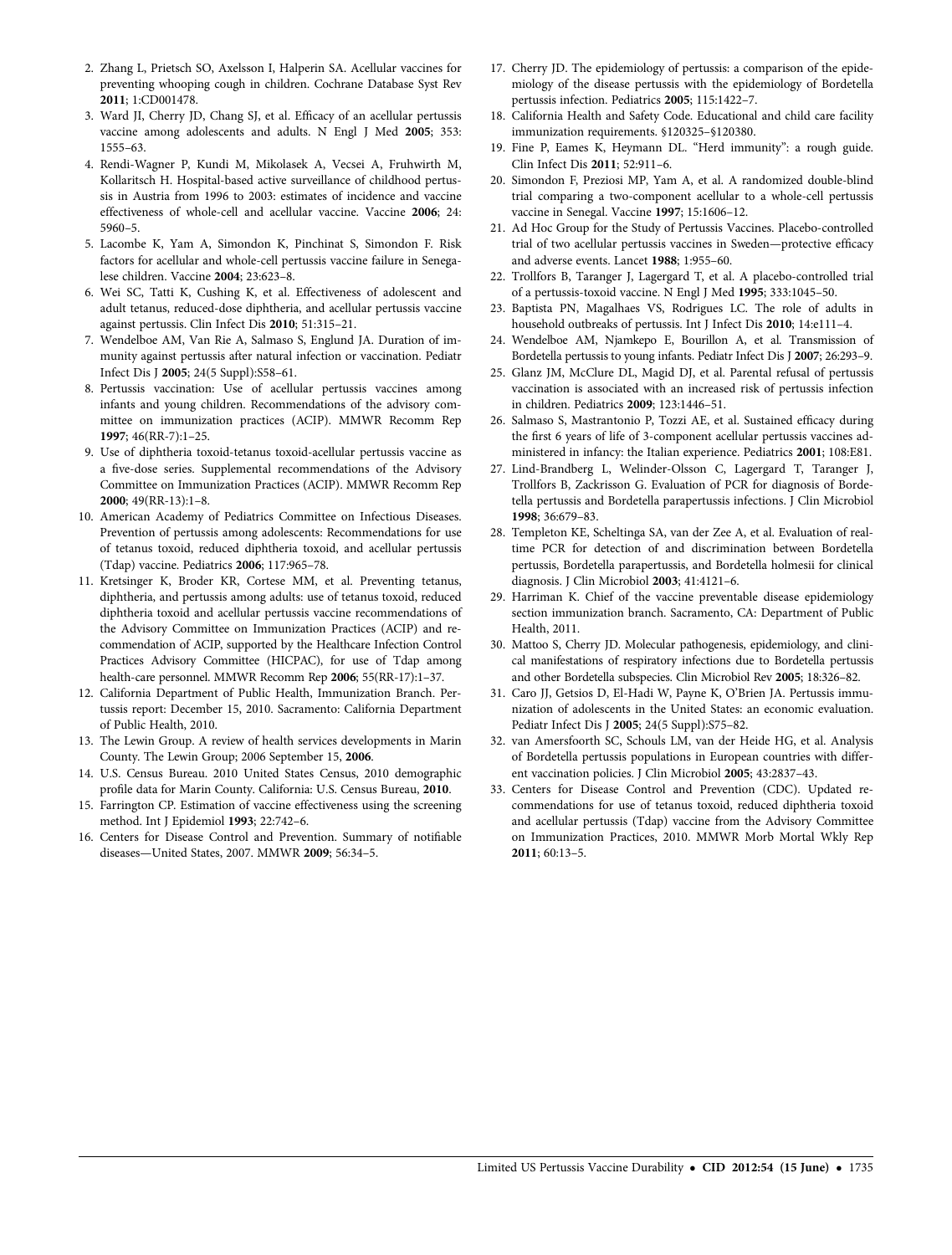2. Zhang L, Prietsch SO, Axelsson I, Halperin SA. Acellular vaccines for preventing whooping cough in children. Cochrane Database Syst Rev **2011**; 1:CD001478.
3. Ward JI, Cherry JD, Chang SJ, et al. Efficacy of an acellular pertussis vaccine among adolescents and adults. N Engl J Med **2005**; 353: 1555–63.
4. Rendi-Wagner P, Kundi M, Mikolasek A, Vecsei A, Fruhwirth M, Kollaritsch H. Hospital-based active surveillance of childhood pertussis in Austria from 1996 to 2003: estimates of incidence and vaccine effectiveness of whole-cell and acellular vaccine. Vaccine **2006**; 24: 5960–5.
5. Lacombe K, Yam A, Simondon K, Pinchinat S, Simondon F. Risk factors for acellular and whole-cell pertussis vaccine failure in Senegalese children. Vaccine **2004**; 23:623–8.
6. Wei SC, Tatti K, Cushing K, et al. Effectiveness of adolescent and adult tetanus, reduced-dose diphtheria, and acellular pertussis vaccine against pertussis. Clin Infect Dis **2010**; 51:315–21.
7. Wendelboe AM, Van Rie A, Salmaso S, Englund JA. Duration of immunity against pertussis after natural infection or vaccination. Pediatr Infect Dis J **2005**; 24(5 Suppl):S58–61.
8. Pertussis vaccination: Use of acellular pertussis vaccines among infants and young children. Recommendations of the advisory committee on immunization practices (ACIP). MMWR Recomm Rep **1997**; 46(RR-7):1–25.
9. Use of diphtheria toxoid-tetanus toxoid-acellular pertussis vaccine as a five-dose series. Supplemental recommendations of the Advisory Committee on Immunization Practices (ACIP). MMWR Recomm Rep **2000**; 49(RR-13):1–8.
10. American Academy of Pediatrics Committee on Infectious Diseases. Prevention of pertussis among adolescents: Recommendations for use of tetanus toxoid, reduced diphtheria toxoid, and acellular pertussis (Tdap) vaccine. Pediatrics **2006**; 117:965–78.
11. Kretsinger K, Broder KR, Cortese MM, et al. Preventing tetanus, diphtheria, and pertussis among adults: use of tetanus toxoid, reduced diphtheria toxoid and acellular pertussis vaccine recommendations of the Advisory Committee on Immunization Practices (ACIP) and recommendation of ACIP, supported by the Healthcare Infection Control Practices Advisory Committee (HICPAC), for use of Tdap among health-care personnel. MMWR Recomm Rep **2006**; 55(RR-17):1–37.
12. California Department of Public Health, Immunization Branch. Pertussis report: December 15, 2010. Sacramento: California Department of Public Health, 2010.
13. The Lewin Group. A review of health services developments in Marin County. The Lewin Group; 2006 September 15, **2006**.
14. U.S. Census Bureau. 2010 United States Census, 2010 demographic profile data for Marin County. California: U.S. Census Bureau, **2010**.
15. Farrington CP. Estimation of vaccine effectiveness using the screening method. Int J Epidemiol **1993**; 22:742–6.
16. Centers for Disease Control and Prevention. Summary of notifiable diseases—United States, 2007. MMWR **2009**; 56:34–5.
17. Cherry JD. The epidemiology of pertussis: a comparison of the epidemiology of the disease pertussis with the epidemiology of Bordetella pertussis infection. Pediatrics **2005**; 115:1422–7.
18. California Health and Safety Code. Educational and child care facility immunization requirements. §120325–§120380.
19. Fine P, Eames K, Heymann DL. "Herd immunity": a rough guide. Clin Infect Dis **2011**; 52:911–6.
20. Simondon F, Preziosi MP, Yam A, et al. A randomized double-blind trial comparing a two-component acellular to a whole-cell pertussis vaccine in Senegal. Vaccine **1997**; 15:1606–12.
21. Ad Hoc Group for the Study of Pertussis Vaccines. Placebo-controlled trial of two acellular pertussis vaccines in Sweden—protective efficacy and adverse events. Lancet **1988**; 1:955–60.
22. Trollfors B, Taranger J, Lagergard T, et al. A placebo-controlled trial of a pertussis-toxoid vaccine. N Engl J Med **1995**; 333:1045–50.
23. Baptista PN, Magalhaes VS, Rodrigues LC. The role of adults in household outbreaks of pertussis. Int J Infect Dis **2010**; 14:e111–4.
24. Wendelboe AM, Njamkepo E, Bourillon A, et al. Transmission of Bordetella pertussis to young infants. Pediatr Infect Dis J **2007**; 26:293–9.
25. Glanz JM, McClure DL, Magid DJ, et al. Parental refusal of pertussis vaccination is associated with an increased risk of pertussis infection in children. Pediatrics **2009**; 123:1446–51.
26. Salmaso S, Mastrantonio P, Tozzi AE, et al. Sustained efficacy during the first 6 years of life of 3-component acellular pertussis vaccines administered in infancy: the Italian experience. Pediatrics **2001**; 108:E81.
27. Lind-Brandberg L, Welinder-Olsson C, Lagergard T, Taranger J, Trollfors B, Zackrisson G. Evaluation of PCR for diagnosis of Bordetella pertussis and Bordetella parapertussis infections. J Clin Microbiol **1998**; 36:679–83.
28. Templeton KE, Scheltinga SA, van der Zee A, et al. Evaluation of real-time PCR for detection of and discrimination between Bordetella pertussis, Bordetella parapertussis, and Bordetella holmesii for clinical diagnosis. J Clin Microbiol **2003**; 41:4121–6.
29. Harriman K. Chief of the vaccine preventable disease epidemiology section immunization branch. Sacramento, CA: Department of Public Health, 2011.
30. Mattoo S, Cherry JD. Molecular pathogenesis, epidemiology, and clinical manifestations of respiratory infections due to Bordetella pertussis and other Bordetella subspecies. Clin Microbiol Rev **2005**; 18:326–82.
31. Caro JJ, Getsios D, El-Hadi W, Payne K, O'Brien JA. Pertussis immunization of adolescents in the United States: an economic evaluation. Pediatr Infect Dis J **2005**; 24(5 Suppl):S75–82.
32. van Amersfoorth SC, Schouls LM, van der Heide HG, et al. Analysis of Bordetella pertussis populations in European countries with different vaccination policies. J Clin Microbiol **2005**; 43:2837–43.
33. Centers for Disease Control and Prevention (CDC). Updated recommendations for use of tetanus toxoid, reduced diphtheria toxoid and acellular pertussis (Tdap) vaccine from the Advisory Committee on Immunization Practices, 2010. MMWR Morb Mortal Wkly Rep **2011**; 60:13–5.